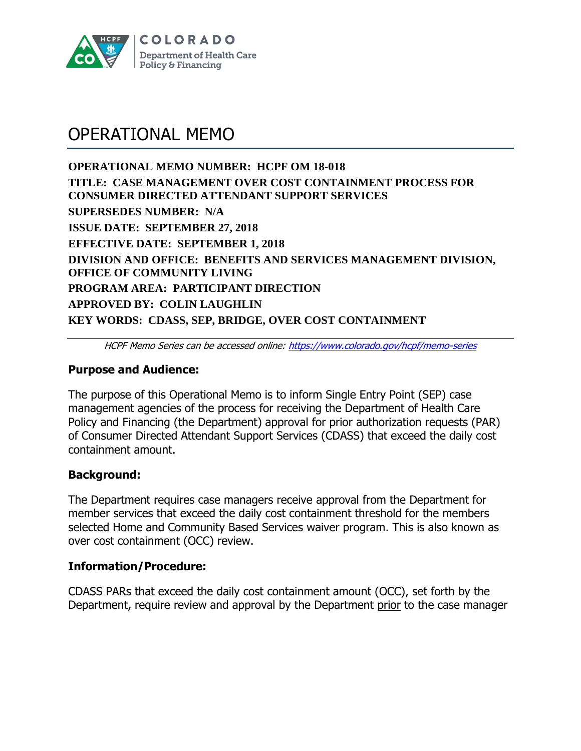COLORADO
Department of Health Care Policy & Financing

# OPERATIONAL MEMO

**OPERATIONAL MEMO NUMBER: HCPF OM 18-018**

**TITLE: CASE MANAGEMENT OVER COST CONTAINMENT PROCESS FOR CONSUMER DIRECTED ATTENDANT SUPPORT SERVICES**

**SUPERSEDES NUMBER: N/A**

**ISSUE DATE: SEPTEMBER 27, 2018**

**EFFECTIVE DATE: SEPTEMBER 1, 2018**

**DIVISION AND OFFICE: BENEFITS AND SERVICES MANAGEMENT DIVISION, OFFICE OF COMMUNITY LIVING**

**PROGRAM AREA: PARTICIPANT DIRECTION**

**APPROVED BY: COLIN LAUGHLIN**

**KEY WORDS: CDASS, SEP, BRIDGE, OVER COST CONTAINMENT**

---

*HCPF Memo Series can be accessed online: [https://www.colorado.gov/hcpf/memo-series](https://www.colorado.gov/hcpf/memo-series)*

### Purpose and Audience:

The purpose of this Operational Memo is to inform Single Entry Point (SEP) case management agencies of the process for receiving the Department of Health Care Policy and Financing (the Department) approval for prior authorization requests (PAR) of Consumer Directed Attendant Support Services (CDASS) that exceed the daily cost containment amount.

### Background:

The Department requires case managers receive approval from the Department for member services that exceed the daily cost containment threshold for the members selected Home and Community Based Services waiver program. This is also known as over cost containment (OCC) review.

### Information/Procedure:

CDASS PARs that exceed the daily cost containment amount (OCC), set forth by the Department, require review and approval by the Department prior to the case manager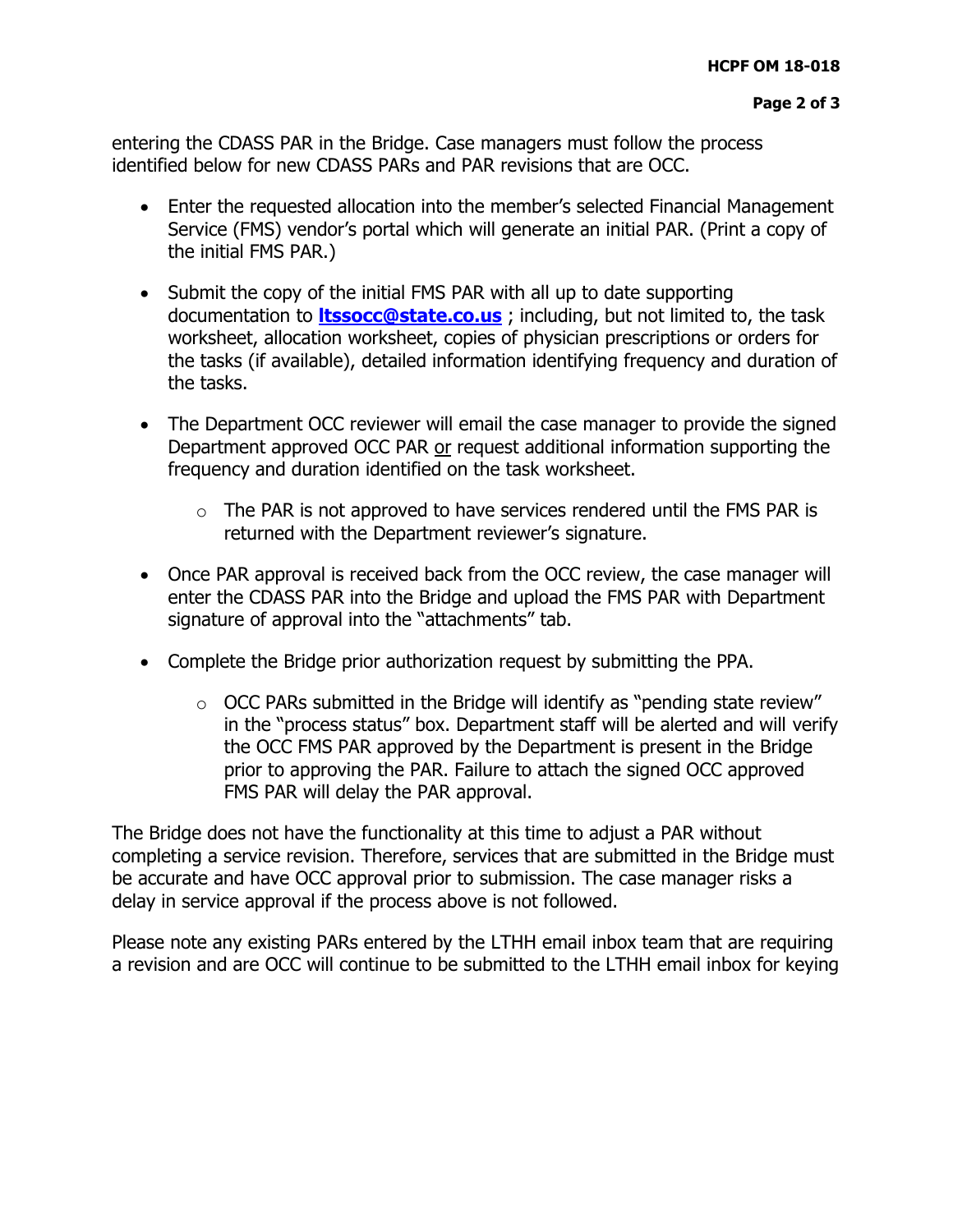entering the CDASS PAR in the Bridge. Case managers must follow the process identified below for new CDASS PARs and PAR revisions that are OCC.

- Enter the requested allocation into the member's selected Financial Management Service (FMS) vendor's portal which will generate an initial PAR. (Print a copy of the initial FMS PAR.)
- Submit the copy of the initial FMS PAR with all up to date supporting documentation to **ltssocc@state.co.us** ; including, but not limited to, the task worksheet, allocation worksheet, copies of physician prescriptions or orders for the tasks (if available), detailed information identifying frequency and duration of the tasks.
- The Department OCC reviewer will email the case manager to provide the signed Department approved OCC PAR <u>or</u> request additional information supporting the frequency and duration identified on the task worksheet.
  - The PAR is not approved to have services rendered until the FMS PAR is returned with the Department reviewer's signature.
- Once PAR approval is received back from the OCC review, the case manager will enter the CDASS PAR into the Bridge and upload the FMS PAR with Department signature of approval into the "attachments" tab.
- Complete the Bridge prior authorization request by submitting the PPA.
  - OCC PARs submitted in the Bridge will identify as "pending state review" in the "process status" box. Department staff will be alerted and will verify the OCC FMS PAR approved by the Department is present in the Bridge prior to approving the PAR. Failure to attach the signed OCC approved FMS PAR will delay the PAR approval.

The Bridge does not have the functionality at this time to adjust a PAR without completing a service revision. Therefore, services that are submitted in the Bridge must be accurate and have OCC approval prior to submission. The case manager risks a delay in service approval if the process above is not followed.

Please note any existing PARs entered by the LTHH email inbox team that are requiring a revision and are OCC will continue to be submitted to the LTHH email inbox for keying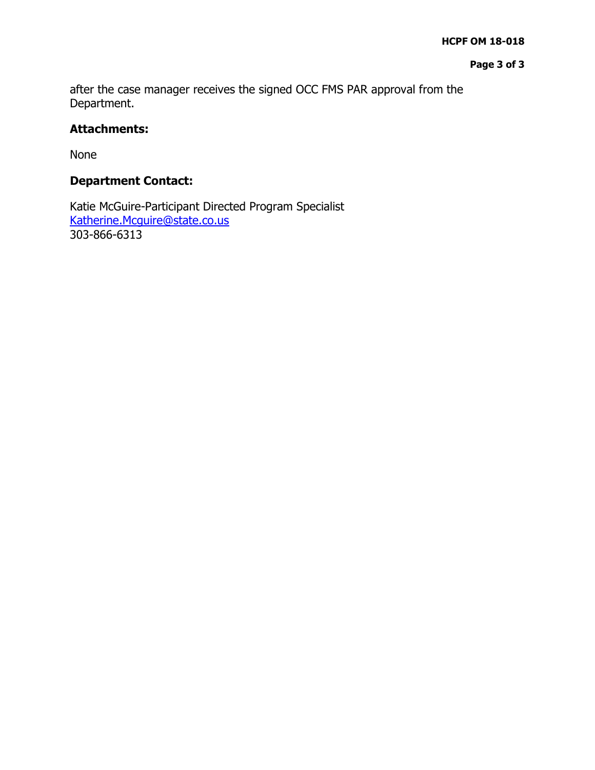after the case manager receives the signed OCC FMS PAR approval from the Department.

## Attachments:

None

## Department Contact:

Katie McGuire-Participant Directed Program Specialist
[Katherine.Mcguire@state.co.us](mailto:Katherine.Mcguire@state.co.us)
303-866-6313